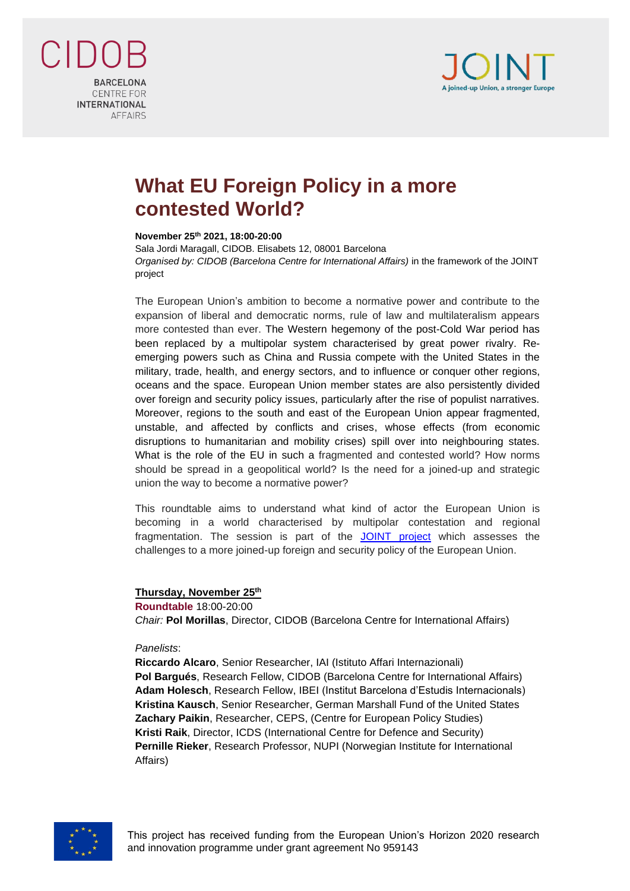CIDOB

BARCELONA CENTRE FOR INTERNATIONAL AFFAIRS

JOINT

A joined-up Union, a stronger Europe

# What EU Foreign Policy in a more contested World?

**November 25th 2021, 18:00-20:00**

Sala Jordi Maragall, CIDOB. Elisabets 12, 08001 Barcelona

*Organised by: CIDOB (Barcelona Centre for International Affairs)* in the framework of the JOINT project

The European Union's ambition to become a normative power and contribute to the expansion of liberal and democratic norms, rule of law and multilateralism appears more contested than ever. The Western hegemony of the post-Cold War period has been replaced by a multipolar system characterised by great power rivalry. Re-emerging powers such as China and Russia compete with the United States in the military, trade, health, and energy sectors, and to influence or conquer other regions, oceans and the space. European Union member states are also persistently divided over foreign and security policy issues, particularly after the rise of populist narratives. Moreover, regions to the south and east of the European Union appear fragmented, unstable, and affected by conflicts and crises, whose effects (from economic disruptions to humanitarian and mobility crises) spill over into neighbouring states. What is the role of the EU in such a fragmented and contested world? How norms should be spread in a geopolitical world? Is the need for a joined-up and strategic union the way to become a normative power?

This roundtable aims to understand what kind of actor the European Union is becoming in a world characterised by multipolar contestation and regional fragmentation. The session is part of the JOINT project which assesses the challenges to a more joined-up foreign and security policy of the European Union.

**Thursday, November 25th**

**Roundtable** 18:00-20:00

*Chair:* **Pol Morillas**, Director, CIDOB (Barcelona Centre for International Affairs)

*Panelists*:

**Riccardo Alcaro**, Senior Researcher, IAI (Istituto Affari Internazionali)
**Pol Bargués**, Research Fellow, CIDOB (Barcelona Centre for International Affairs)
**Adam Holesch**, Research Fellow, IBEI (Institut Barcelona d'Estudis Internacionals)
**Kristina Kausch**, Senior Researcher, German Marshall Fund of the United States
**Zachary Paikin**, Researcher, CEPS, (Centre for European Policy Studies)
**Kristi Raik**, Director, ICDS (International Centre for Defence and Security)
**Pernille Rieker**, Research Professor, NUPI (Norwegian Institute for International Affairs)

This project has received funding from the European Union's Horizon 2020 research and innovation programme under grant agreement No 959143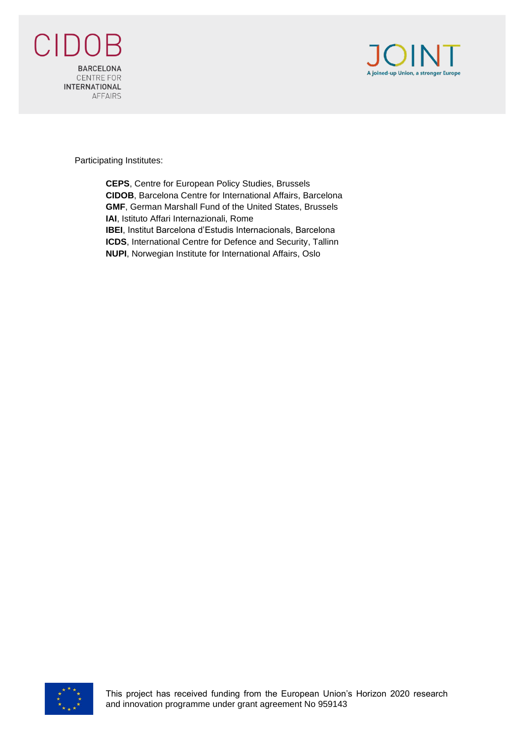Participating Institutes:

**CEPS**, Centre for European Policy Studies, Brussels
**CIDOB**, Barcelona Centre for International Affairs, Barcelona
**GMF**, German Marshall Fund of the United States, Brussels
**IAI**, Istituto Affari Internazionali, Rome
**IBEI**, Institut Barcelona d'Estudis Internacionals, Barcelona
**ICDS**, International Centre for Defence and Security, Tallinn
**NUPI**, Norwegian Institute for International Affairs, Oslo

This project has received funding from the European Union's Horizon 2020 research and innovation programme under grant agreement No 959143